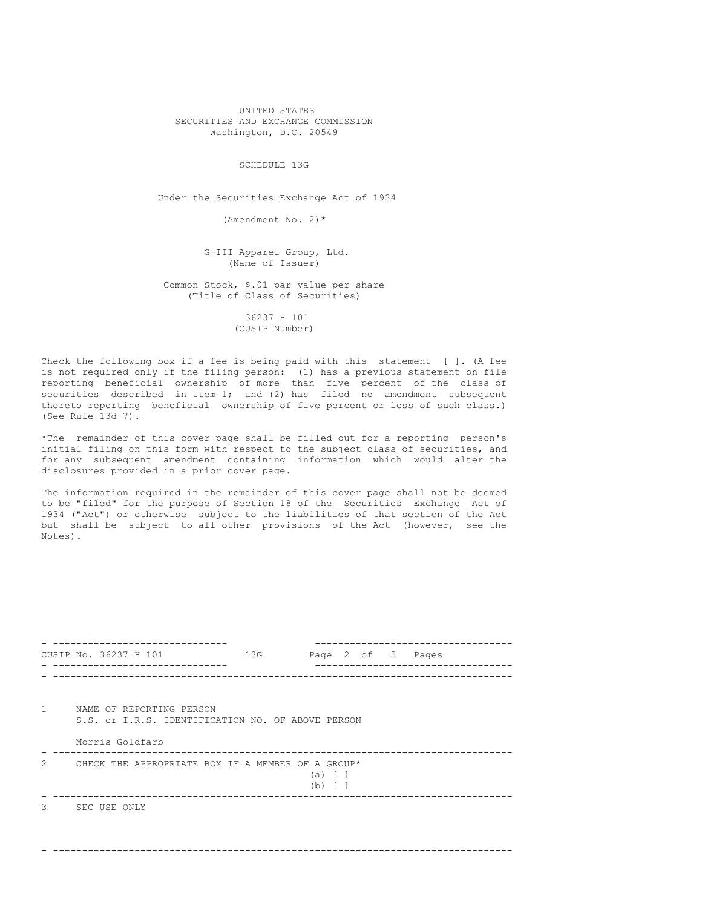UNITED STATES
SECURITIES AND EXCHANGE COMMISSION
Washington, D.C. 20549

# SCHEDULE 13G

Under the Securities Exchange Act of 1934

(Amendment No. 2)*

G-III Apparel Group, Ltd.
(Name of Issuer)

Common Stock, $.01 par value per share
(Title of Class of Securities)

36237 H 101
(CUSIP Number)

Check the following box if a fee is being paid with this statement [ ]. (A fee is not required only if the filing person: (1) has a previous statement on file reporting beneficial ownership of more than five percent of the class of securities described in Item 1; and (2) has filed no amendment subsequent thereto reporting beneficial ownership of five percent or less of such class.) (See Rule 13d-7).

*The remainder of this cover page shall be filled out for a reporting person's initial filing on this form with respect to the subject class of securities, and for any subsequent amendment containing information which would alter the disclosures provided in a prior cover page.

The information required in the remainder of this cover page shall not be deemed to be "filed" for the purpose of Section 18 of the Securities Exchange Act of 1934 ("Act") or otherwise subject to the liabilities of that section of the Act but shall be subject to all other provisions of the Act (however, see the Notes).

| CUSIP No. 36237 H 101 | 13G | Page 2 of 5 Pages |
|---|---|---|

| | |
|---|---|
| 1 | NAME OF REPORTING PERSON<br>S.S. or I.R.S. IDENTIFICATION NO. OF ABOVE PERSON<br><br>Morris Goldfarb |
| 2 | CHECK THE APPROPRIATE BOX IF A MEMBER OF A GROUP*<br>(a) [ ]<br>(b) [ ] |
| 3 | SEC USE ONLY |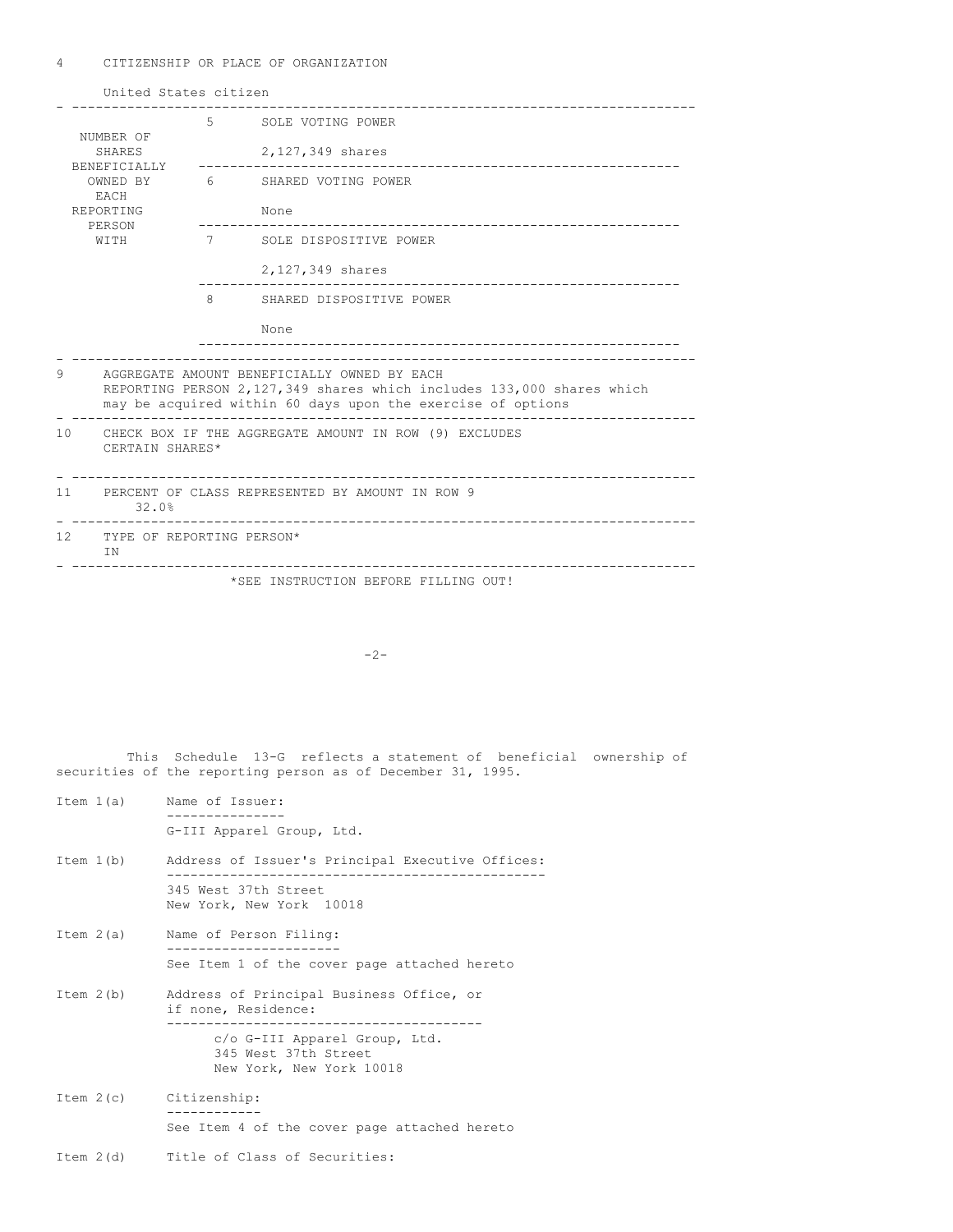4 CITIZENSHIP OR PLACE OF ORGANIZATION

United States citizen

| NUMBER OF SHARES BENEFICIALLY OWNED BY EACH REPORTING PERSON WITH | | |
|---|---|---|
| | 5 | SOLE VOTING POWER<br><br>2,127,349 shares |
| | 6 | SHARED VOTING POWER<br><br>None |
| | 7 | SOLE DISPOSITIVE POWER<br><br>2,127,349 shares |
| | 8 | SHARED DISPOSITIVE POWER<br><br>None |

9 AGGREGATE AMOUNT BENEFICIALLY OWNED BY EACH REPORTING PERSON 2,127,349 shares which includes 133,000 shares which may be acquired within 60 days upon the exercise of options

10 CHECK BOX IF THE AGGREGATE AMOUNT IN ROW (9) EXCLUDES CERTAIN SHARES*

11 PERCENT OF CLASS REPRESENTED BY AMOUNT IN ROW 9
32.0%

12 TYPE OF REPORTING PERSON*
IN

*SEE INSTRUCTION BEFORE FILLING OUT!

This Schedule 13-G reflects a statement of beneficial ownership of securities of the reporting person as of December 31, 1995.

Item 1(a) Name of Issuer:

G-III Apparel Group, Ltd.

Item 1(b) Address of Issuer's Principal Executive Offices:

345 West 37th Street
New York, New York 10018

Item 2(a) Name of Person Filing:

See Item 1 of the cover page attached hereto

Item 2(b) Address of Principal Business Office, or if none, Residence:

c/o G-III Apparel Group, Ltd.
345 West 37th Street
New York, New York 10018

Item 2(c) Citizenship:

See Item 4 of the cover page attached hereto

Item 2(d) Title of Class of Securities: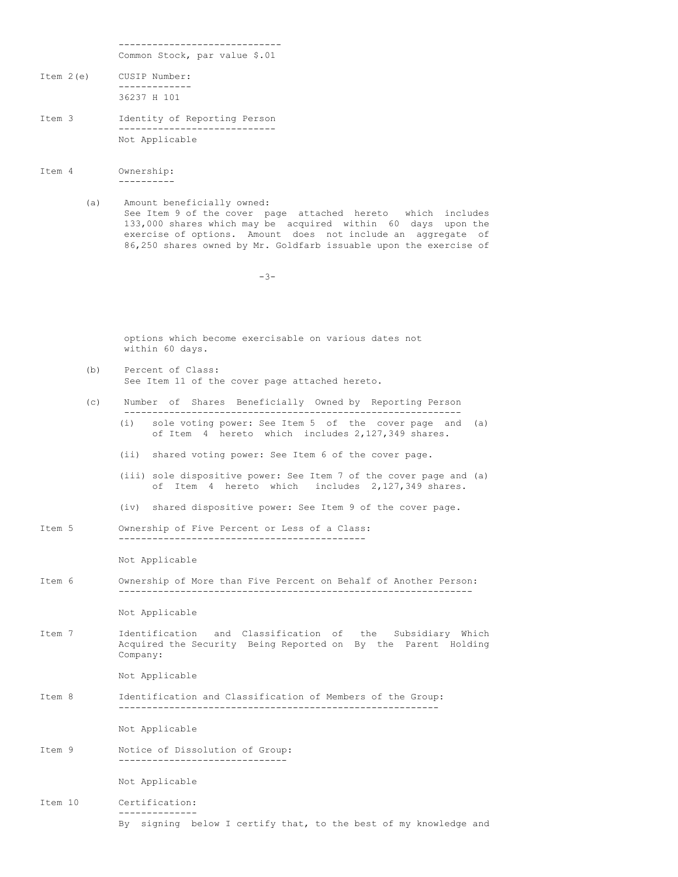Common Stock, par value $.01

**Item 2(e)** CUSIP Number:

36237 H 101

**Item 3** Identity of Reporting Person

Not Applicable

**Item 4** Ownership:

(a) Amount beneficially owned:
See Item 9 of the cover page attached hereto which includes 133,000 shares which may be acquired within 60 days upon the exercise of options. Amount does not include an aggregate of 86,250 shares owned by Mr. Goldfarb issuable upon the exercise of options which become exercisable on various dates not within 60 days.

(b) Percent of Class:
See Item 11 of the cover page attached hereto.

(c) Number of Shares Beneficially Owned by Reporting Person

(i) sole voting power: See Item 5 of the cover page and (a) of Item 4 hereto which includes 2,127,349 shares.

(ii) shared voting power: See Item 6 of the cover page.

(iii) sole dispositive power: See Item 7 of the cover page and (a) of Item 4 hereto which includes 2,127,349 shares.

(iv) shared dispositive power: See Item 9 of the cover page.

**Item 5** Ownership of Five Percent or Less of a Class:

Not Applicable

**Item 6** Ownership of More than Five Percent on Behalf of Another Person:

Not Applicable

**Item 7** Identification and Classification of the Subsidiary Which Acquired the Security Being Reported on By the Parent Holding Company:

Not Applicable

**Item 8** Identification and Classification of Members of the Group:

Not Applicable

**Item 9** Notice of Dissolution of Group:

Not Applicable

**Item 10** Certification:

By signing below I certify that, to the best of my knowledge and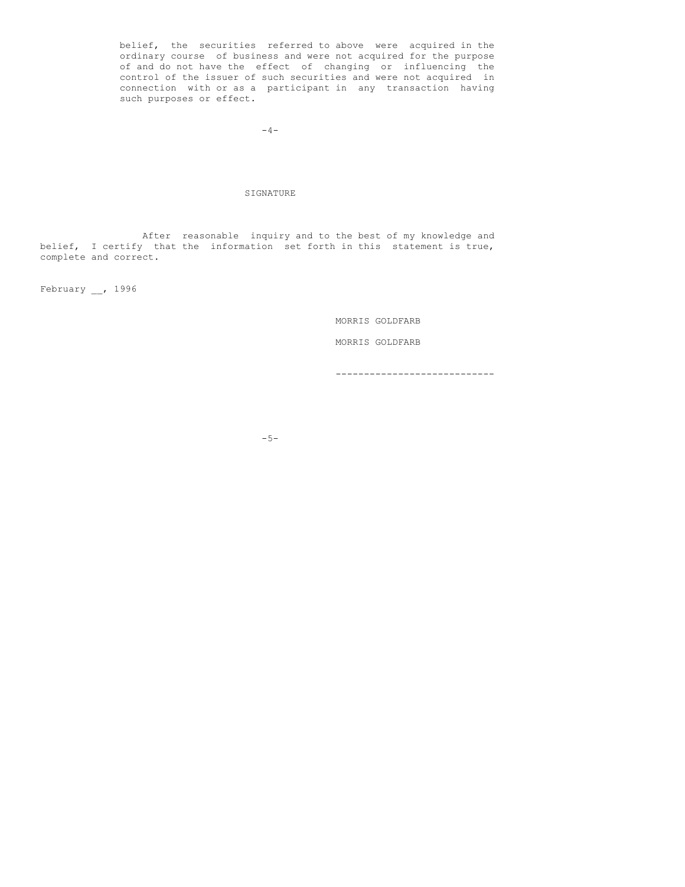belief, the securities referred to above were acquired in the ordinary course of business and were not acquired for the purpose of and do not have the effect of changing or influencing the control of the issuer of such securities and were not acquired in connection with or as a participant in any transaction having such purposes or effect.

## SIGNATURE

After reasonable inquiry and to the best of my knowledge and belief, I certify that the information set forth in this statement is true, complete and correct.

February __, 1996

MORRIS GOLDFARB

MORRIS GOLDFARB

----------------------------